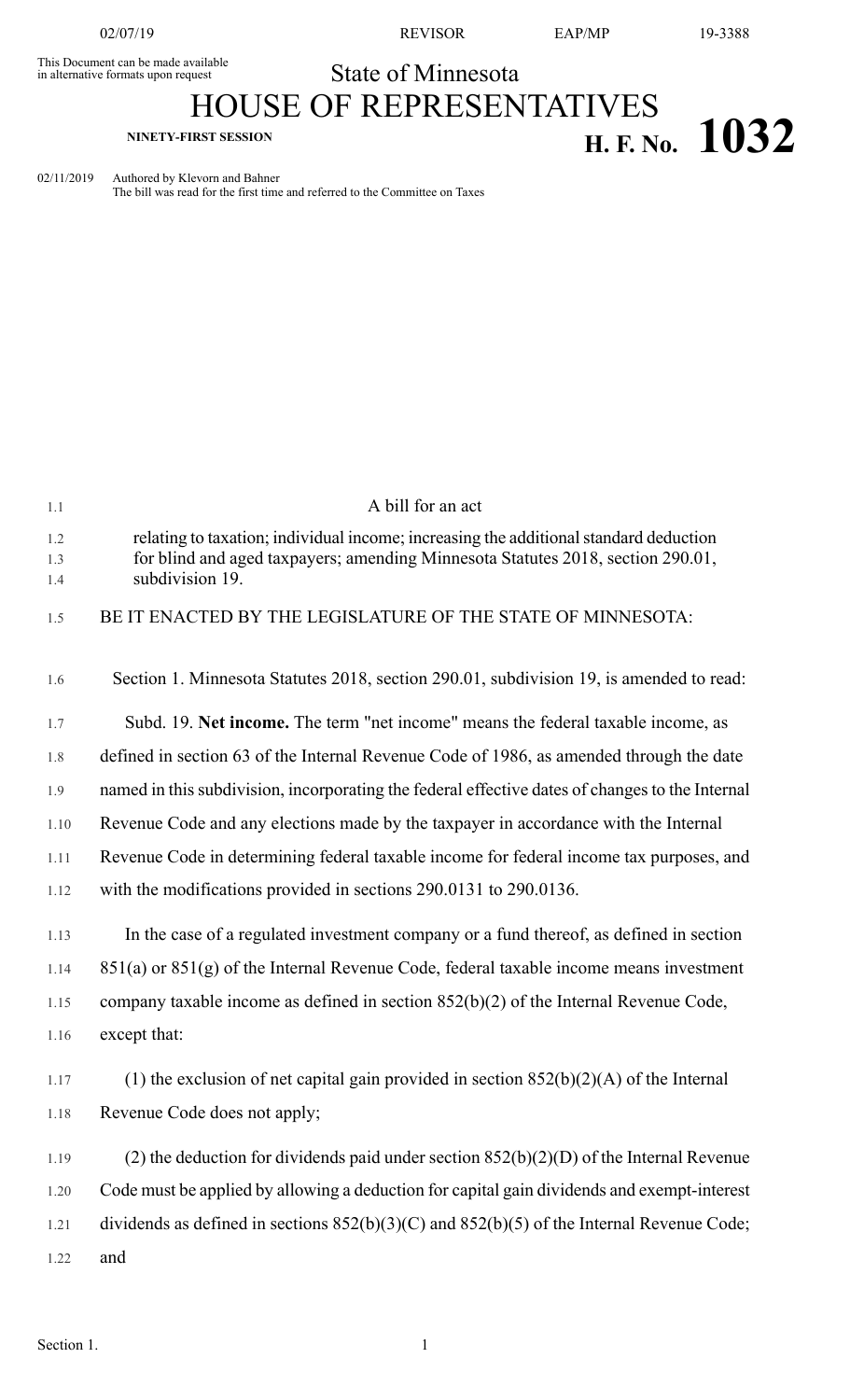This Document can be made available in alternative formats upon request

State of Minnesota

# HOUSE OF REPRESENTATIVES

**NINETY-FIRST SESSION**

# H. F. No. 1032

02/11/2019 Authored by Klevorn and Bahner

The bill was read for the first time and referred to the Committee on Taxes

A bill for an act

relating to taxation; individual income; increasing the additional standard deduction for blind and aged taxpayers; amending Minnesota Statutes 2018, section 290.01, subdivision 19.

BE IT ENACTED BY THE LEGISLATURE OF THE STATE OF MINNESOTA:

Section 1. Minnesota Statutes 2018, section 290.01, subdivision 19, is amended to read:

Subd. 19. **Net income.** The term "net income" means the federal taxable income, as defined in section 63 of the Internal Revenue Code of 1986, as amended through the date named in this subdivision, incorporating the federal effective dates of changes to the Internal Revenue Code and any elections made by the taxpayer in accordance with the Internal Revenue Code in determining federal taxable income for federal income tax purposes, and with the modifications provided in sections 290.0131 to 290.0136.

In the case of a regulated investment company or a fund thereof, as defined in section 851(a) or 851(g) of the Internal Revenue Code, federal taxable income means investment company taxable income as defined in section 852(b)(2) of the Internal Revenue Code, except that:

(1) the exclusion of net capital gain provided in section 852(b)(2)(A) of the Internal Revenue Code does not apply;

(2) the deduction for dividends paid under section 852(b)(2)(D) of the Internal Revenue Code must be applied by allowing a deduction for capital gain dividends and exempt-interest dividends as defined in sections 852(b)(3)(C) and 852(b)(5) of the Internal Revenue Code; and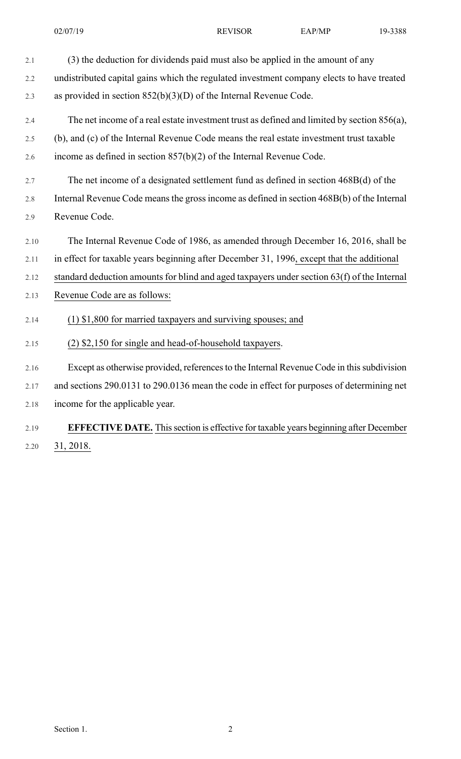(3) the deduction for dividends paid must also be applied in the amount of any undistributed capital gains which the regulated investment company elects to have treated as provided in section 852(b)(3)(D) of the Internal Revenue Code.

The net income of a real estate investment trust as defined and limited by section 856(a), (b), and (c) of the Internal Revenue Code means the real estate investment trust taxable income as defined in section 857(b)(2) of the Internal Revenue Code.

The net income of a designated settlement fund as defined in section 468B(d) of the Internal Revenue Code means the gross income as defined in section 468B(b) of the Internal Revenue Code.

The Internal Revenue Code of 1986, as amended through December 16, 2016, shall be in effect for taxable years beginning after December 31, 1996, except that the additional standard deduction amounts for blind and aged taxpayers under section 63(f) of the Internal Revenue Code are as follows:

(1) $1,800 for married taxpayers and surviving spouses; and

(2) $2,150 for single and head-of-household taxpayers.

Except as otherwise provided, references to the Internal Revenue Code in this subdivision and sections 290.0131 to 290.0136 mean the code in effect for purposes of determining net income for the applicable year.

**EFFECTIVE DATE.** This section is effective for taxable years beginning after December 31, 2018.